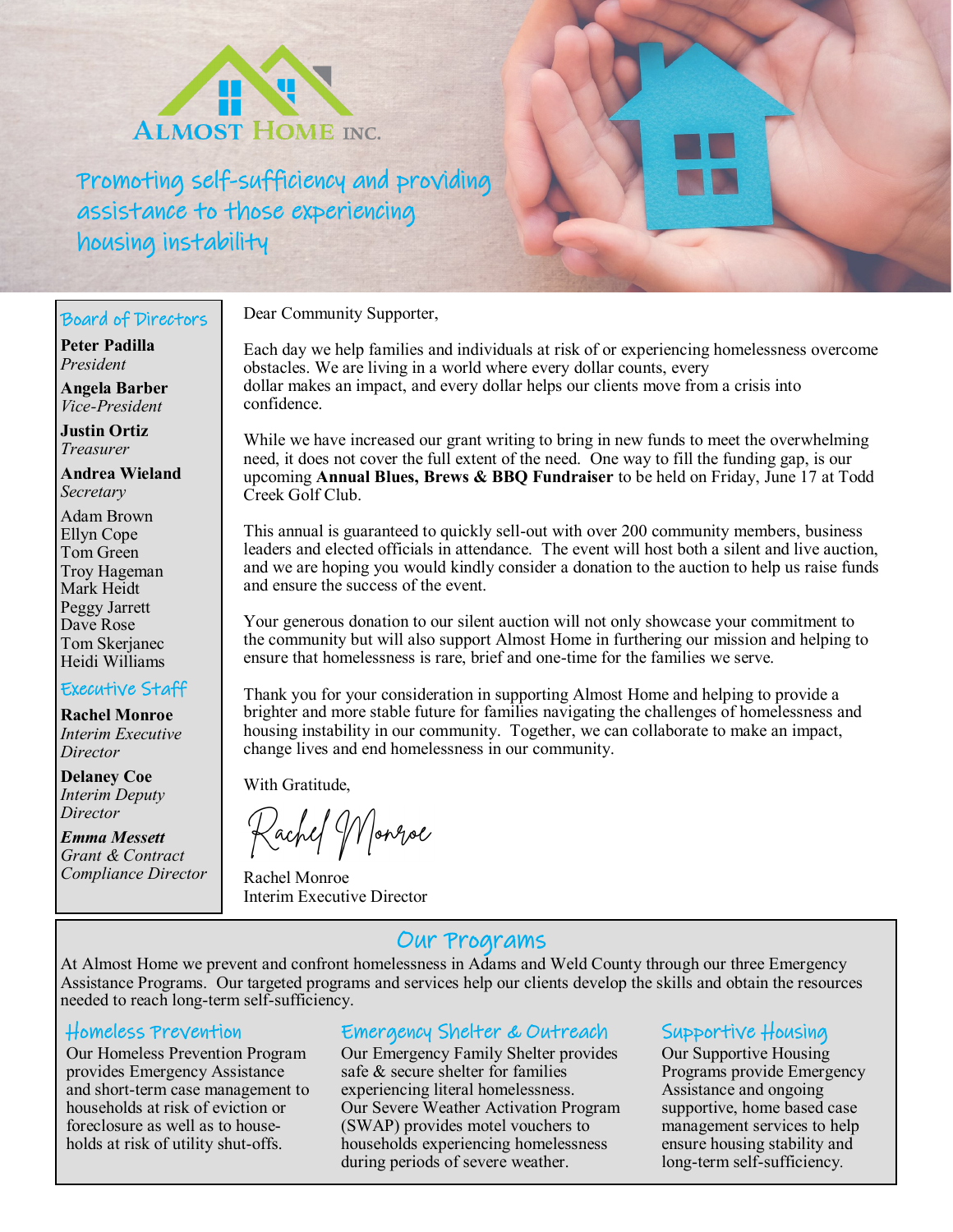# ALMOST HOME INC.

## Promoting self-sufficiency and providing assistance to those experiencing housing instability

### Board of Directors

**Peter Padilla**
*President*

**Angela Barber**
*Vice-President*

**Justin Ortiz**
*Treasurer*

**Andrea Wieland**
*Secretary*

Adam Brown
Ellyn Cope
Tom Green
Troy Hageman
Mark Heidt
Peggy Jarrett
Dave Rose
Tom Skerjanec
Heidi Williams

### Executive Staff

**Rachel Monroe**
*Interim Executive Director*

**Delaney Coe**
*Interim Deputy Director*

***Emma Messett***
*Grant & Contract Compliance Director*

Dear Community Supporter,

Each day we help families and individuals at risk of or experiencing homelessness overcome obstacles. We are living in a world where every dollar counts, every dollar makes an impact, and every dollar helps our clients move from a crisis into confidence.

While we have increased our grant writing to bring in new funds to meet the overwhelming need, it does not cover the full extent of the need. One way to fill the funding gap, is our upcoming **Annual Blues, Brews & BBQ Fundraiser** to be held on Friday, June 17 at Todd Creek Golf Club.

This annual is guaranteed to quickly sell-out with over 200 community members, business leaders and elected officials in attendance. The event will host both a silent and live auction, and we are hoping you would kindly consider a donation to the auction to help us raise funds and ensure the success of the event.

Your generous donation to our silent auction will not only showcase your commitment to the community but will also support Almost Home in furthering our mission and helping to ensure that homelessness is rare, brief and one-time for the families we serve.

Thank you for your consideration in supporting Almost Home and helping to provide a brighter and more stable future for families navigating the challenges of homelessness and housing instability in our community. Together, we can collaborate to make an impact, change lives and end homelessness in our community.

With Gratitude,

Rachel Monroe

Rachel Monroe
Interim Executive Director

## Our Programs

At Almost Home we prevent and confront homelessness in Adams and Weld County through our three Emergency Assistance Programs. Our targeted programs and services help our clients develop the skills and obtain the resources needed to reach long-term self-sufficiency.

### Homeless Prevention

Our Homeless Prevention Program provides Emergency Assistance and short-term case management to households at risk of eviction or foreclosure as well as to households at risk of utility shut-offs.

### Emergency Shelter & Outreach

Our Emergency Family Shelter provides safe & secure shelter for families experiencing literal homelessness. Our Severe Weather Activation Program (SWAP) provides motel vouchers to households experiencing homelessness during periods of severe weather.

### Supportive Housing

Our Supportive Housing Programs provide Emergency Assistance and ongoing supportive, home based case management services to help ensure housing stability and long-term self-sufficiency.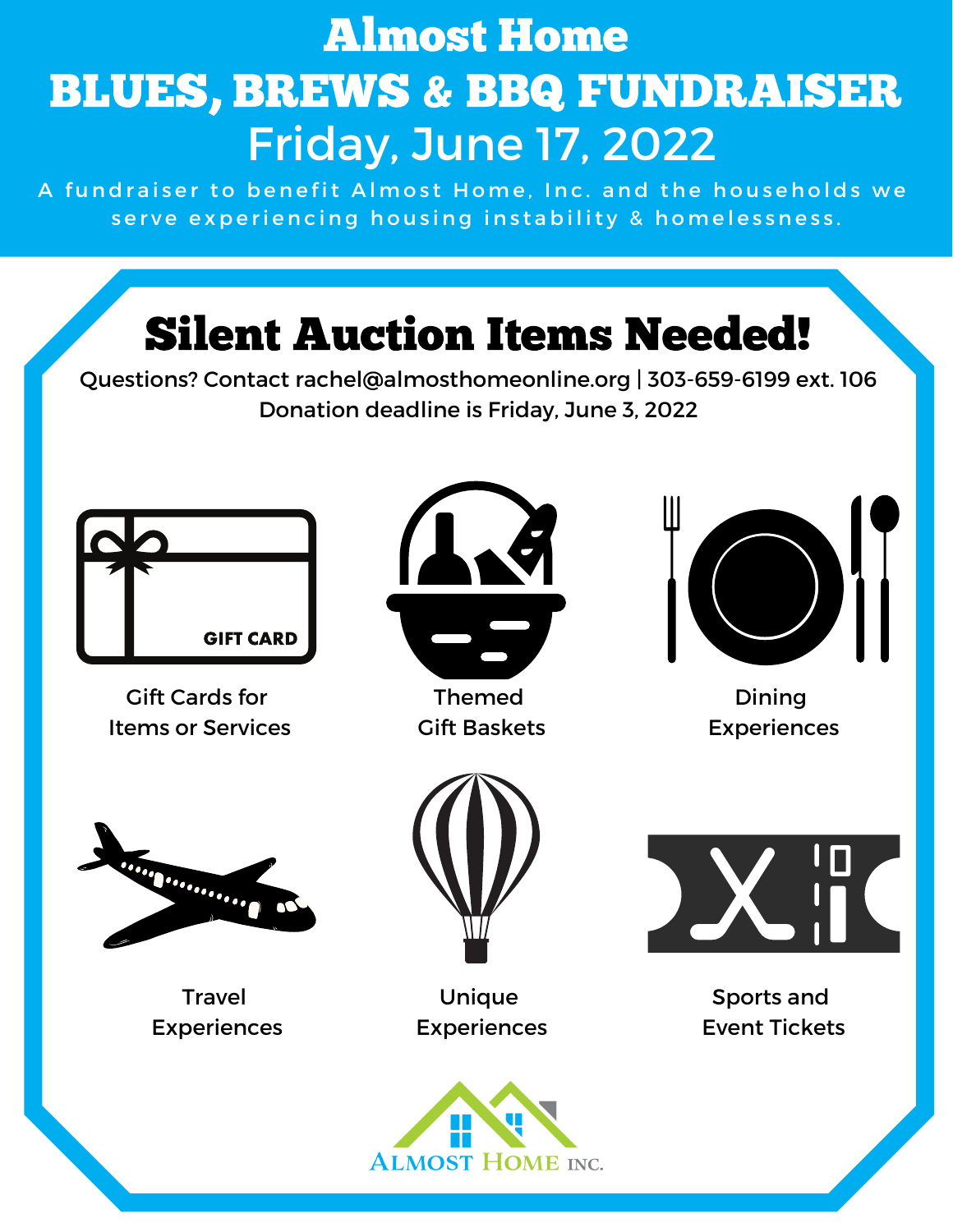# Almost Home

# BLUES, BREWS & BBQ FUNDRAISER

## Friday, June 17, 2022

A fundraiser to benefit Almost Home, Inc. and the households we serve experiencing housing instability & homelessness.

## Silent Auction Items Needed!

Questions? Contact rachel@almosthomeonline.org | 303-659-6199 ext. 106

Donation deadline is Friday, June 3, 2022

GIFT CARD

Gift Cards for Items or Services

Themed Gift Baskets

Dining Experiences

Travel Experiences

Unique Experiences

Sports and Event Tickets

ALMOST HOME INC.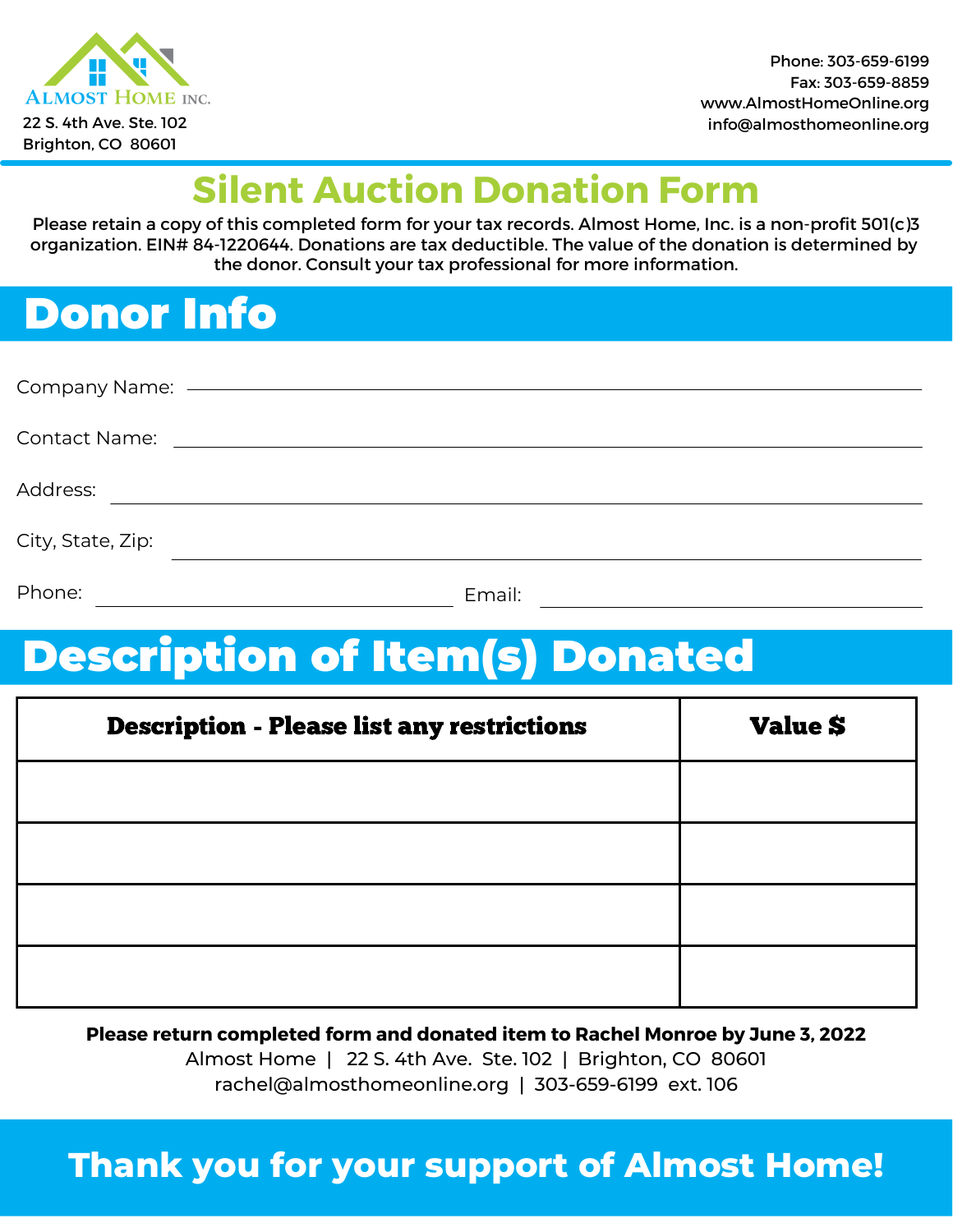ALMOST HOME INC.
22 S. 4th Ave. Ste. 102
Brighton, CO 80601

Phone: 303-659-6199
Fax: 303-659-8859
www.AlmostHomeOnline.org
info@almosthomeonline.org

# Silent Auction Donation Form

**Please retain a copy of this completed form for your tax records. Almost Home, Inc. is a non-profit 501(c)3 organization. EIN# 84-1220644. Donations are tax deductible. The value of the donation is determined by the donor. Consult your tax professional for more information.**

## Donor Info

Company Name: ______________________________

Contact Name: ______________________________

Address: ______________________________

City, State, Zip: ______________________________

Phone: ____________________ Email: ____________________

## Description of Item(s) Donated

| Description - Please list any restrictions | Value $ |
|---|---|
| | |
| | |
| | |
| | |

**Please return completed form and donated item to Rachel Monroe by June 3, 2022**

Almost Home | 22 S. 4th Ave. Ste. 102 | Brighton, CO 80601
rachel@almosthomeonline.org | 303-659-6199 ext. 106

## Thank you for your support of Almost Home!